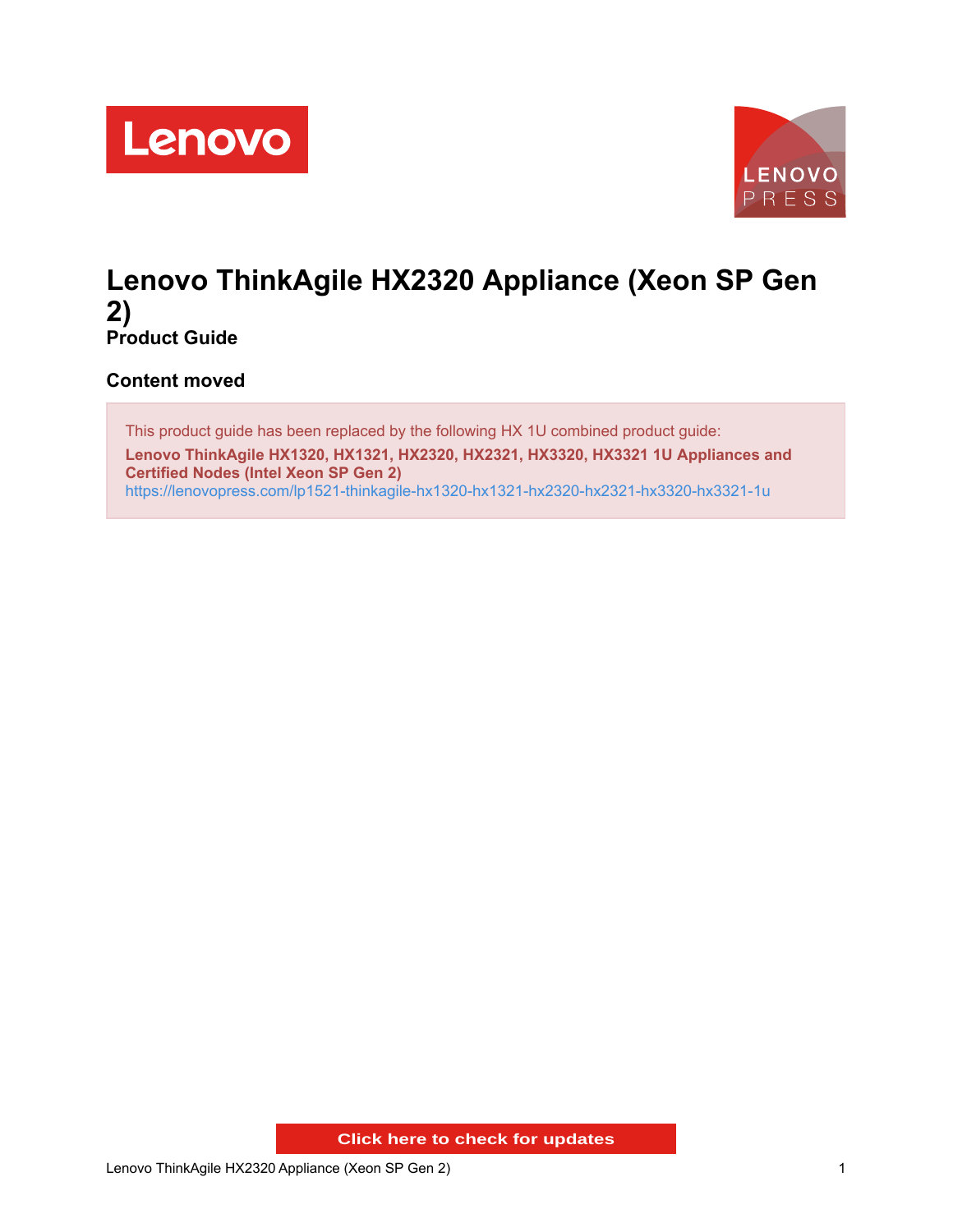# Lenovo ThinkAgile HX2320 Appliance (Xeon SP Gen 2)

## Product Guide

### Content moved

This product guide has been replaced by the following HX 1U combined product guide:

**Lenovo ThinkAgile HX1320, HX1321, HX2320, HX2321, HX3320, HX3321 1U Appliances and Certified Nodes (Intel Xeon SP Gen 2)**

https://lenovopress.com/lp1521-thinkagile-hx1320-hx1321-hx2320-hx2321-hx3320-hx3321-1u

Click here to check for updates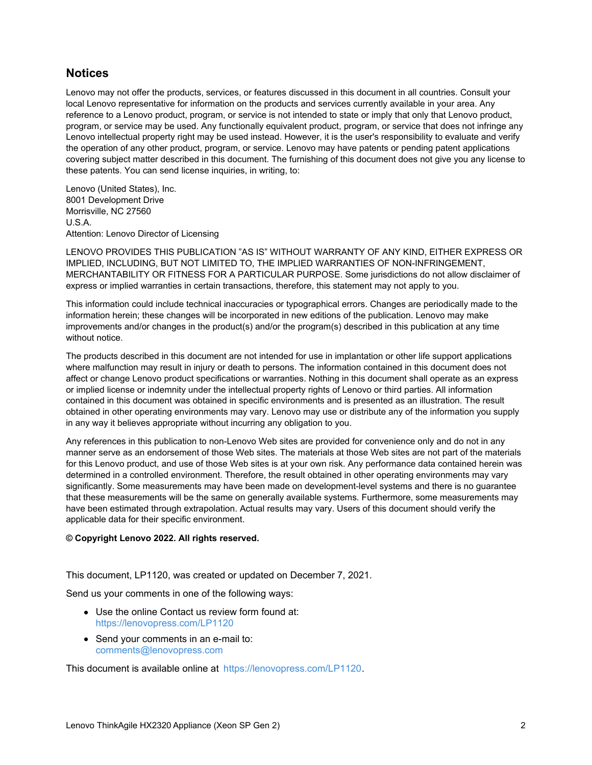## Notices

Lenovo may not offer the products, services, or features discussed in this document in all countries. Consult your local Lenovo representative for information on the products and services currently available in your area. Any reference to a Lenovo product, program, or service is not intended to state or imply that only that Lenovo product, program, or service may be used. Any functionally equivalent product, program, or service that does not infringe any Lenovo intellectual property right may be used instead. However, it is the user's responsibility to evaluate and verify the operation of any other product, program, or service. Lenovo may have patents or pending patent applications covering subject matter described in this document. The furnishing of this document does not give you any license to these patents. You can send license inquiries, in writing, to:

Lenovo (United States), Inc.
8001 Development Drive
Morrisville, NC 27560
U.S.A.
Attention: Lenovo Director of Licensing

LENOVO PROVIDES THIS PUBLICATION ”AS IS” WITHOUT WARRANTY OF ANY KIND, EITHER EXPRESS OR IMPLIED, INCLUDING, BUT NOT LIMITED TO, THE IMPLIED WARRANTIES OF NON-INFRINGEMENT, MERCHANTABILITY OR FITNESS FOR A PARTICULAR PURPOSE. Some jurisdictions do not allow disclaimer of express or implied warranties in certain transactions, therefore, this statement may not apply to you.

This information could include technical inaccuracies or typographical errors. Changes are periodically made to the information herein; these changes will be incorporated in new editions of the publication. Lenovo may make improvements and/or changes in the product(s) and/or the program(s) described in this publication at any time without notice.

The products described in this document are not intended for use in implantation or other life support applications where malfunction may result in injury or death to persons. The information contained in this document does not affect or change Lenovo product specifications or warranties. Nothing in this document shall operate as an express or implied license or indemnity under the intellectual property rights of Lenovo or third parties. All information contained in this document was obtained in specific environments and is presented as an illustration. The result obtained in other operating environments may vary. Lenovo may use or distribute any of the information you supply in any way it believes appropriate without incurring any obligation to you.

Any references in this publication to non-Lenovo Web sites are provided for convenience only and do not in any manner serve as an endorsement of those Web sites. The materials at those Web sites are not part of the materials for this Lenovo product, and use of those Web sites is at your own risk. Any performance data contained herein was determined in a controlled environment. Therefore, the result obtained in other operating environments may vary significantly. Some measurements may have been made on development-level systems and there is no guarantee that these measurements will be the same on generally available systems. Furthermore, some measurements may have been estimated through extrapolation. Actual results may vary. Users of this document should verify the applicable data for their specific environment.

**© Copyright Lenovo 2022. All rights reserved.**

This document, LP1120, was created or updated on December 7, 2021.

Send us your comments in one of the following ways:

- Use the online Contact us review form found at:
  https://lenovopress.com/LP1120
- Send your comments in an e-mail to:
  comments@lenovopress.com

This document is available online at https://lenovopress.com/LP1120.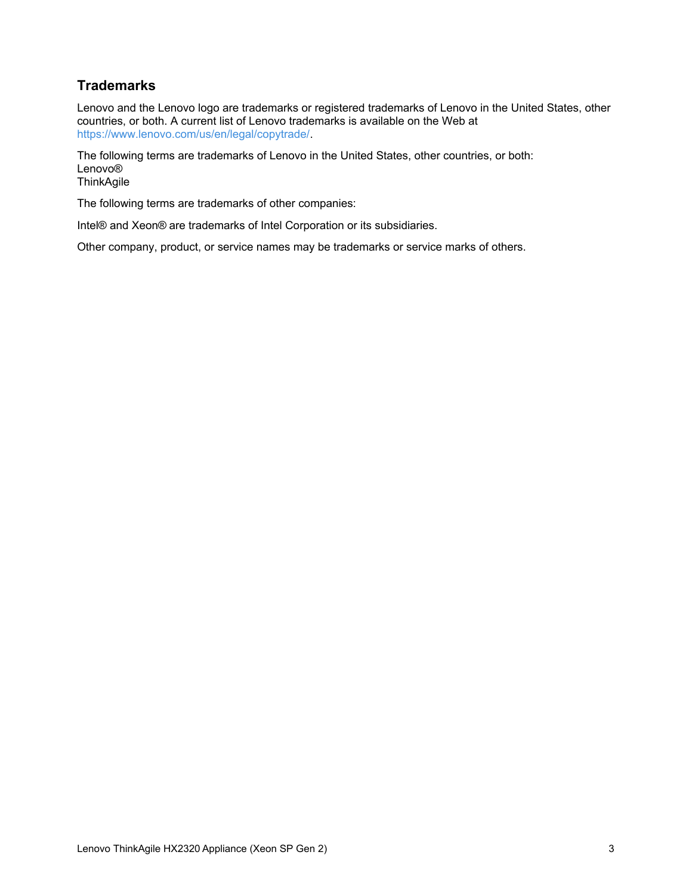## Trademarks

Lenovo and the Lenovo logo are trademarks or registered trademarks of Lenovo in the United States, other countries, or both. A current list of Lenovo trademarks is available on the Web at https://www.lenovo.com/us/en/legal/copytrade/.

The following terms are trademarks of Lenovo in the United States, other countries, or both:
Lenovo®
ThinkAgile

The following terms are trademarks of other companies:

Intel® and Xeon® are trademarks of Intel Corporation or its subsidiaries.

Other company, product, or service names may be trademarks or service marks of others.